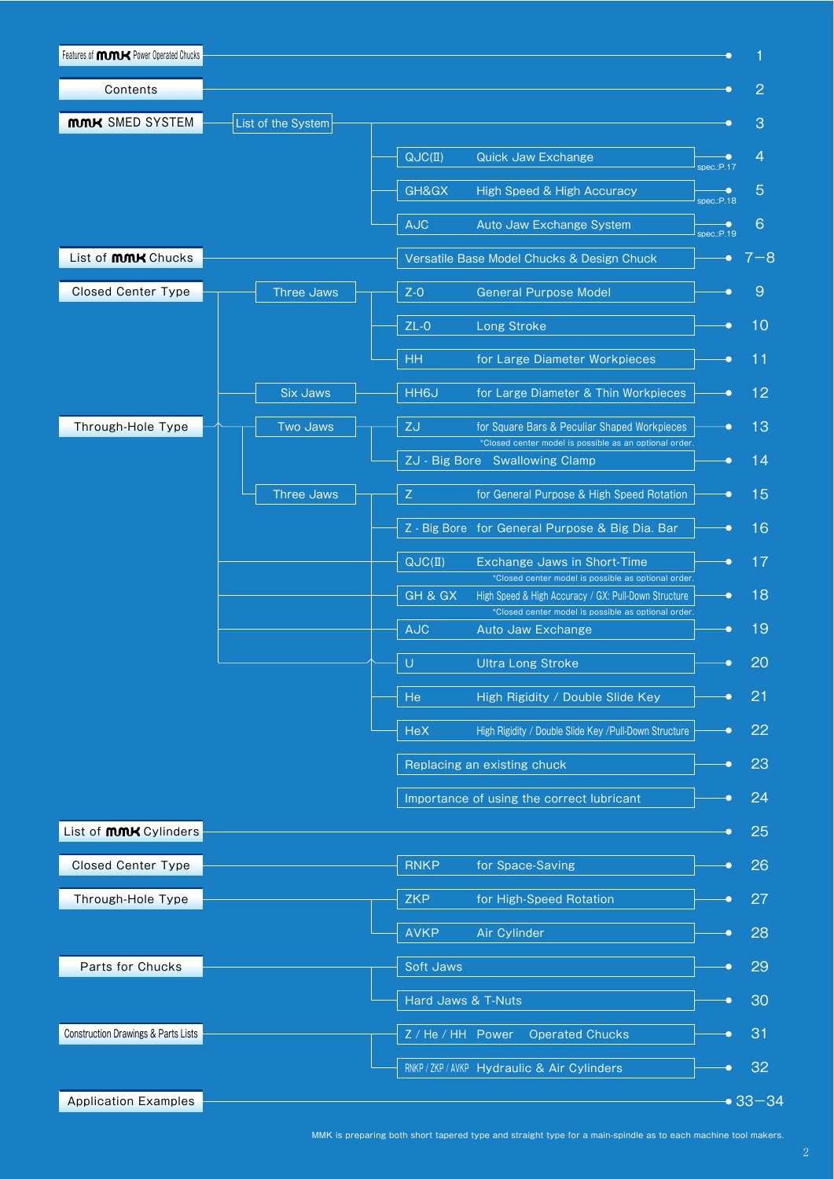# Contents

- Features of MMK Power Operated Chucks — 1
- Contents — 2
- MMK SMED SYSTEM
  - List of the System — 3
    - QJC(II) Quick Jaw Exchange — 4 (spec.:P.17)
    - GH&GX High Speed & High Accuracy — 5 (spec.:P.18)
    - AJC Auto Jaw Exchange System — 6 (spec.:P.19)
- List of MMK Chucks
  - Versatile Base Model Chucks & Design Chuck — 7−8
- Closed Center Type
  - Three Jaws
    - Z-0 General Purpose Model — 9
    - ZL-0 Long Stroke — 10
    - HH for Large Diameter Workpieces — 11
  - Six Jaws
    - HH6J for Large Diameter & Thin Workpieces — 12
- Through-Hole Type
  - Two Jaws
    - ZJ for Square Bars & Peculiar Shaped Workpieces — 13
      *Closed center model is possible as an optional order.
    - ZJ - Big Bore Swallowing Clamp — 14
  - Three Jaws
    - Z for General Purpose & High Speed Rotation — 15
    - Z - Big Bore for General Purpose & Big Dia. Bar — 16
  - QJC(II) Exchange Jaws in Short-Time — 17
    *Closed center model is possible as optional order.
  - GH & GX High Speed & High Accuracy / GX: Pull-Down Structure — 18
    *Closed center model is possible as optional order.
  - AJC Auto Jaw Exchange — 19
  - U Ultra Long Stroke — 20
  - He High Rigidity / Double Slide Key — 21
  - HeX High Rigidity / Double Slide Key /Pull-Down Structure — 22
- Replacing an existing chuck — 23
- Importance of using the correct lubricant — 24
- List of MMK Cylinders — 25
- Closed Center Type
  - RNKP for Space-Saving — 26
- Through-Hole Type
  - ZKP for High-Speed Rotation — 27
  - AVKP Air Cylinder — 28
- Parts for Chucks
  - Soft Jaws — 29
  - Hard Jaws & T-Nuts — 30
- Construction Drawings & Parts Lists
  - Z / He / HH Power Operated Chucks — 31
  - RNKP / ZKP / AVKP Hydraulic & Air Cylinders — 32
- Application Examples — 33−34

MMK is preparing both short tapered type and straight type for a main-spindle as to each machine tool makers.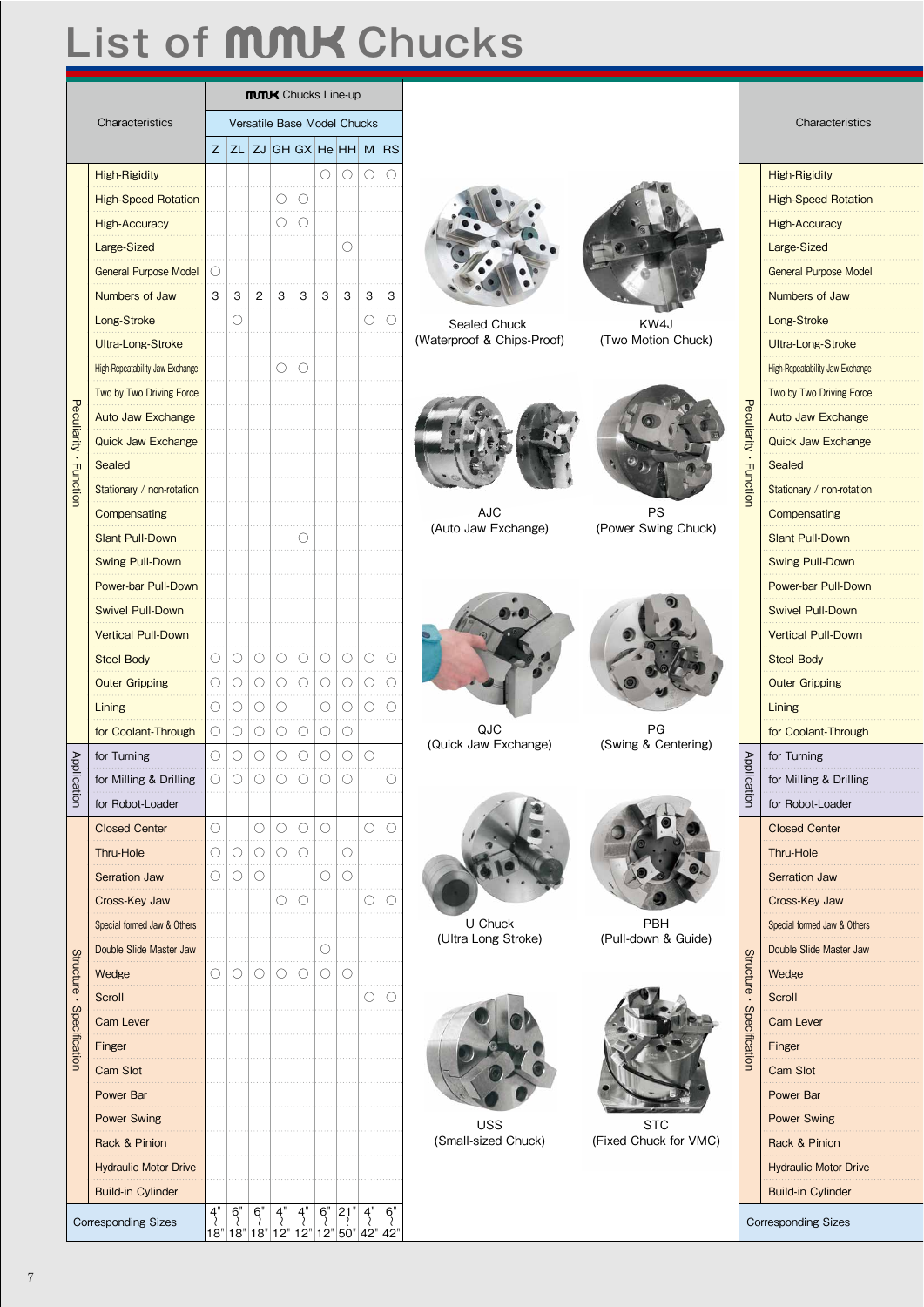# List of MMK Chucks

| | Characteristics | Z | ZL | ZJ | GH | GX | He | HH | M | RS |
|---|---|---|---|---|---|---|---|---|---|---|
| | | MMK Chucks Line-up | | | | | | | | |
| | | Versatile Base Model Chucks | | | | | | | | |
| Peculiarity・Function | High-Rigidity | | | | | | ○ | ○ | ○ | ○ |
| | High-Speed Rotation | | | | ○ | ○ | | | | |
| | High-Accuracy | | | | ○ | ○ | | | | |
| | Large-Sized | | | | | | | ○ | | |
| | General Purpose Model | ○ | | | | | | | | |
| | Numbers of Jaw | 3 | 3 | 2 | 3 | 3 | 3 | 3 | 3 | 3 |
| | Long-Stroke | | ○ | | | | | | ○ | ○ |
| | Ultra-Long-Stroke | | | | | | | | | |
| | High-Repeatability Jaw Exchange | | | | ○ | ○ | | | | |
| | Two by Two Driving Force | | | | | | | | | |
| | Auto Jaw Exchange | | | | | | | | | |
| | Quick Jaw Exchange | | | | | | | | | |
| | Sealed | | | | | | | | | |
| | Stationary / non-rotation | | | | | | | | | |
| | Compensating | | | | | | | | | |
| | Slant Pull-Down | | | | | ○ | | | | |
| | Swing Pull-Down | | | | | | | | | |
| | Power-bar Pull-Down | | | | | | | | | |
| | Swivel Pull-Down | | | | | | | | | |
| | Vertical Pull-Down | | | | | | | | | |
| | Steel Body | ○ | ○ | ○ | ○ | ○ | ○ | ○ | ○ | ○ |
| | Outer Gripping | ○ | ○ | ○ | ○ | ○ | ○ | ○ | ○ | ○ |
| | Lining | ○ | ○ | ○ | ○ | | ○ | ○ | ○ | ○ |
| | for Coolant-Through | ○ | ○ | ○ | ○ | ○ | ○ | ○ | | |
| Application | for Turning | ○ | ○ | ○ | ○ | ○ | ○ | ○ | ○ | |
| | for Milling & Drilling | ○ | ○ | ○ | ○ | ○ | ○ | ○ | | ○ |
| | for Robot-Loader | | | | | | | | | |
| Structure・Specification | Closed Center | ○ | | ○ | ○ | ○ | ○ | | ○ | ○ |
| | Thru-Hole | ○ | ○ | ○ | ○ | ○ | | ○ | | |
| | Serration Jaw | ○ | ○ | ○ | | | ○ | ○ | | |
| | Cross-Key Jaw | | | | ○ | ○ | | | ○ | ○ |
| | Special formed Jaw & Others | | | | | | | | | |
| | Double Slide Master Jaw | | | | | | ○ | | | |
| | Wedge | ○ | ○ | ○ | ○ | ○ | ○ | ○ | | |
| | Scroll | | | | | | | | ○ | ○ |
| | Cam Lever | | | | | | | | | |
| | Finger | | | | | | | | | |
| | Cam Slot | | | | | | | | | |
| | Power Bar | | | | | | | | | |
| | Power Swing | | | | | | | | | |
| | Rack & Pinion | | | | | | | | | |
| | Hydraulic Motor Drive | | | | | | | | | |
| | Build-in Cylinder | | | | | | | | | |
| | Corresponding Sizes | 4"~18" | 6"~18" | 6"~18" | 4"~12" | 4"~12" | 6"~12" | 21"~50" | 4"~42" | 6"~42" |

Sealed Chuck (Waterproof & Chips-Proof)

KW4J (Two Motion Chuck)

AJC (Auto Jaw Exchange)

PS (Power Swing Chuck)

QJC (Quick Jaw Exchange)

PG (Swing & Centering)

U Chuck (Ultra Long Stroke)

PBH (Pull-down & Guide)

USS (Small-sized Chuck)

STC (Fixed Chuck for VMC)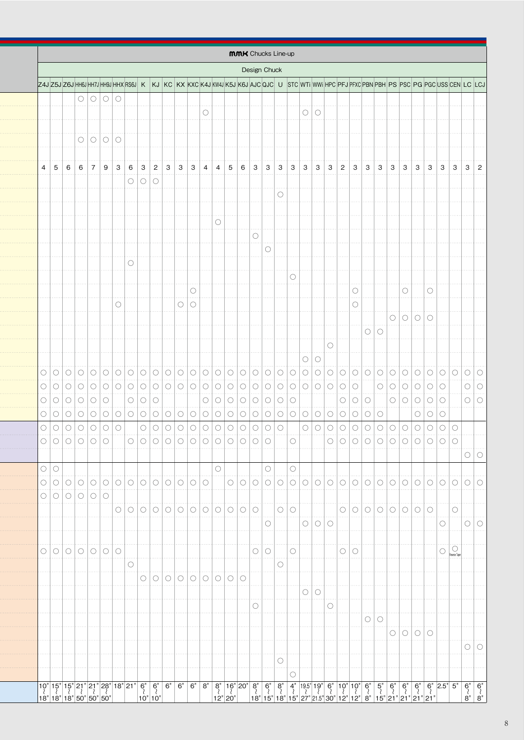MMK Chucks Line-up

Design Chuck

| | Z4J | Z5J | Z6J | HH6J | HH7J | HH9J | HHX | RS6J | K | KJ | KC | KX | KXC | K4J | KW4J | K5J | K6J | AJC | QJC | U | STC | WTi | WWi | HPC | PFJ | PFXC | PBN | PBH | PS | PSC | PG | PGC | USS | CEN | LC | LCJ |
|---|---|---|---|---|---|---|---|---|---|---|---|---|---|---|---|---|---|---|---|---|---|---|---|---|---|---|---|---|---|---|---|---|---|---|---|---|
| | | | | ○ | ○ | ○ | ○ | | | | | | | | | | | | | | | | | | | | | | | | | | | | | |
| | | | | | | | | | | | | | | ○ | | | | | | | | ○ | ○ | | | | | | | | | | | | | |
| | | | | | | | | | | | | | | | | | | | | | | | | | | | | | | | | | | | | |
| | | | | ○ | ○ | ○ | ○ | | | | | | | | | | | | | | | | | | | | | | | | | | | | | |
| | | | | | | | | | | | | | | | | | | | | | | | | | | | | | | | | | | | | |
| | 4 | 5 | 6 | 6 | 7 | 9 | 3 | 6 | 3 | 2 | 3 | 3 | 3 | 4 | 4 | 5 | 6 | 3 | 3 | 3 | 3 | 3 | 3 | 3 | 2 | 3 | 3 | 3 | 3 | 3 | 3 | 3 | 3 | 3 | 3 | 2 |
| | | | | | | | | ○ | ○ | ○ | | | | | | | | | | | | | | | | | | | | | | | | | | |
| | | | | | | | | | | | | | | | | | | | | ○ | | | | | | | | | | | | | | | | |
| | | | | | | | | | | | | | | | | | | | | | | | | | | | | | | | | | | | | |
| | | | | | | | | | | | | | | | ○ | | | | | | | | | | | | | | | | | | | | | |
| | | | | | | | | | | | | | | | | | | ○ | | | | | | | | | | | | | | | | | | |
| | | | | | | | | | | | | | | | | | | | ○ | | | | | | | | | | | | | | | | | |
| | | | | | | | | ○ | | | | | | | | | | | | | | | | | | | | | | | | | | | | |
| | | | | | | | | | | | | | | | | | | | | | ○ | | | | | | | | | | | | | | | |
| | | | | | | | | | | | | | ○ | | | | | | | | | | | | | ○ | | | | ○ | | ○ | | | | |
| | | | | | | | ○ | | | | | ○ | ○ | | | | | | | | | | | | | ○ | | | | | | | | | | |
| | | | | | | | | | | | | | | | | | | | | | | | | | | | | | ○ | ○ | ○ | ○ | | | | |
| | | | | | | | | | | | | | | | | | | | | | | | | | | | ○ | ○ | | | | | | | | |
| | | | | | | | | | | | | | | | | | | | | | | | | ○ | | | | | | | | | | | | |
| | | | | | | | | | | | | | | | | | | | | | | ○ | ○ | | | | | | | | | | | | | |
| | ○ | ○ | ○ | ○ | ○ | ○ | ○ | ○ | ○ | ○ | ○ | ○ | ○ | ○ | ○ | ○ | ○ | ○ | ○ | ○ | ○ | ○ | ○ | ○ | ○ | ○ | ○ | ○ | ○ | ○ | ○ | ○ | ○ | ○ | ○ | ○ |
| | ○ | ○ | ○ | ○ | ○ | ○ | ○ | ○ | ○ | ○ | ○ | ○ | ○ | ○ | ○ | ○ | ○ | ○ | ○ | ○ | ○ | ○ | ○ | ○ | ○ | ○ | | ○ | ○ | ○ | ○ | ○ | ○ | | ○ | ○ |
| | ○ | ○ | ○ | ○ | ○ | ○ | | ○ | ○ | ○ | | | | ○ | ○ | ○ | ○ | ○ | ○ | ○ | ○ | | | | ○ | ○ | ○ | | ○ | ○ | ○ | ○ | ○ | | ○ | ○ |
| | ○ | ○ | ○ | ○ | ○ | ○ | ○ | ○ | ○ | ○ | ○ | ○ | ○ | ○ | ○ | ○ | ○ | ○ | ○ | ○ | ○ | ○ | ○ | ○ | ○ | ○ | ○ | ○ | | | ○ | ○ | ○ | | | |
| | ○ | ○ | ○ | ○ | ○ | ○ | ○ | | ○ | ○ | ○ | ○ | ○ | ○ | ○ | ○ | ○ | ○ | ○ | ○ | | ○ | ○ | ○ | ○ | ○ | ○ | ○ | ○ | ○ | ○ | ○ | ○ | ○ | | |
| | ○ | ○ | ○ | ○ | ○ | ○ | | ○ | ○ | ○ | ○ | ○ | ○ | ○ | ○ | ○ | ○ | ○ | ○ | | ○ | | | ○ | ○ | ○ | ○ | ○ | ○ | ○ | ○ | ○ | ○ | ○ | | |
| | | | | | | | | | | | | | | | | | | | | | | | | | | | | | | | | | | | ○ | ○ |
| | ○ | ○ | | | | | | | | | | | | | ○ | | | | ○ | | ○ | | | | | | | | | | | | | | | |
| | ○ | ○ | ○ | ○ | ○ | ○ | ○ | ○ | ○ | ○ | ○ | ○ | ○ | ○ | | ○ | ○ | ○ | ○ | ○ | ○ | ○ | ○ | ○ | ○ | ○ | ○ | ○ | ○ | ○ | ○ | ○ | ○ | ○ | ○ | ○ |
| | ○ | ○ | ○ | ○ | ○ | ○ | | | | | | | | | | | | | | | | | | | | | | | | | | | | | | |
| | | | | | | | ○ | ○ | ○ | ○ | ○ | ○ | ○ | ○ | ○ | ○ | ○ | ○ | | ○ | ○ | | | | ○ | ○ | ○ | ○ | ○ | ○ | ○ | ○ | | ○ | | |
| | | | | | | | | | | | | | | | | | | | ○ | | | ○ | ○ | ○ | | | | | | | | | ○ | | ○ | ○ |
| | | | | | | | | | | | | | | | | | | | | | | | | | | | | | | | | | | | | |
| | ○ | ○ | ○ | ○ | ○ | ○ | ○ | | | | | | | | | | | ○ | ○ | | ○ | | | | ○ | ○ | | | | | | | ○ | ○ Reverse Taper | | |
| | | | | | | | | ○ | | | | | | | | | | | | ○ | | | | | | | | | | | | | | | | |
| | | | | | | | | | ○ | ○ | ○ | ○ | ○ | ○ | ○ | ○ | ○ | | | | | | | | | | | | | | | | | | | |
| | | | | | | | | | | | | | | | | | | | | | | ○ | ○ | | | | | | | | | | | | | |
| | | | | | | | | | | | | | | | | | | ○ | | | | | | ○ | | | | | | | | | | | | |
| | | | | | | | | | | | | | | | | | | | | | | | | | | | ○ | ○ | | | | | | | | |
| | | | | | | | | | | | | | | | | | | | | | | | | | | | | | ○ | ○ | ○ | ○ | | | | |
| | | | | | | | | | | | | | | | | | | | | | | | | | | | | | | | | | | | ○ | ○ |
| | | | | | | | | | | | | | | | | | | | | ○ | | | | | | | | | | | | | | | | |
| | | | | | | | | | | | | | | | | | | | | | ○ | | | | | | | | | | | | | | | |
| | 10"~18" | 15"~18" | 15"~18" | 21"~50" | 21"~50" | 28"~50" | 18" | 21" | 6"~10" | 6"~10" | 6" | 6" | 6" | 8" | 8"~12" | 16"~20" | 20" | 8"~18" | 6"~15" | 8"~18" | 4"~15" | 19.5"~27" | 19"~21.5" | 6"~30" | 10"~12" | 10"~12" | 6"~8" | 5"~15" | 6"~21" | 6"~21" | 6"~21" | 6"~21" | 2.5" | 5" | 6"~8" | 6"~8" |